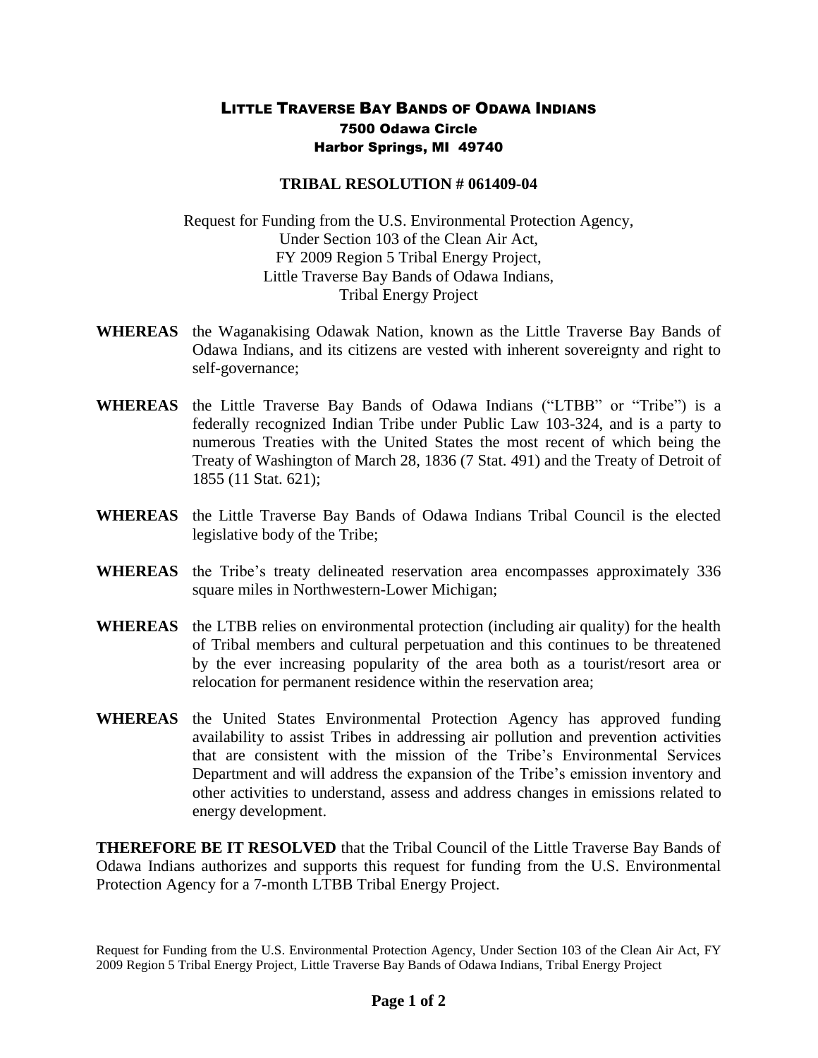# LITTLE TRAVERSE BAY BANDS OF ODAWA INDIANS

7500 Odawa Circle
Harbor Springs, MI 49740

## TRIBAL RESOLUTION # 061409-04

Request for Funding from the U.S. Environmental Protection Agency,
Under Section 103 of the Clean Air Act,
FY 2009 Region 5 Tribal Energy Project,
Little Traverse Bay Bands of Odawa Indians,
Tribal Energy Project

**WHEREAS** the Waganakising Odawak Nation, known as the Little Traverse Bay Bands of Odawa Indians, and its citizens are vested with inherent sovereignty and right to self-governance;

**WHEREAS** the Little Traverse Bay Bands of Odawa Indians ("LTBB" or "Tribe") is a federally recognized Indian Tribe under Public Law 103-324, and is a party to numerous Treaties with the United States the most recent of which being the Treaty of Washington of March 28, 1836 (7 Stat. 491) and the Treaty of Detroit of 1855 (11 Stat. 621);

**WHEREAS** the Little Traverse Bay Bands of Odawa Indians Tribal Council is the elected legislative body of the Tribe;

**WHEREAS** the Tribe's treaty delineated reservation area encompasses approximately 336 square miles in Northwestern-Lower Michigan;

**WHEREAS** the LTBB relies on environmental protection (including air quality) for the health of Tribal members and cultural perpetuation and this continues to be threatened by the ever increasing popularity of the area both as a tourist/resort area or relocation for permanent residence within the reservation area;

**WHEREAS** the United States Environmental Protection Agency has approved funding availability to assist Tribes in addressing air pollution and prevention activities that are consistent with the mission of the Tribe's Environmental Services Department and will address the expansion of the Tribe's emission inventory and other activities to understand, assess and address changes in emissions related to energy development.

**THEREFORE BE IT RESOLVED** that the Tribal Council of the Little Traverse Bay Bands of Odawa Indians authorizes and supports this request for funding from the U.S. Environmental Protection Agency for a 7-month LTBB Tribal Energy Project.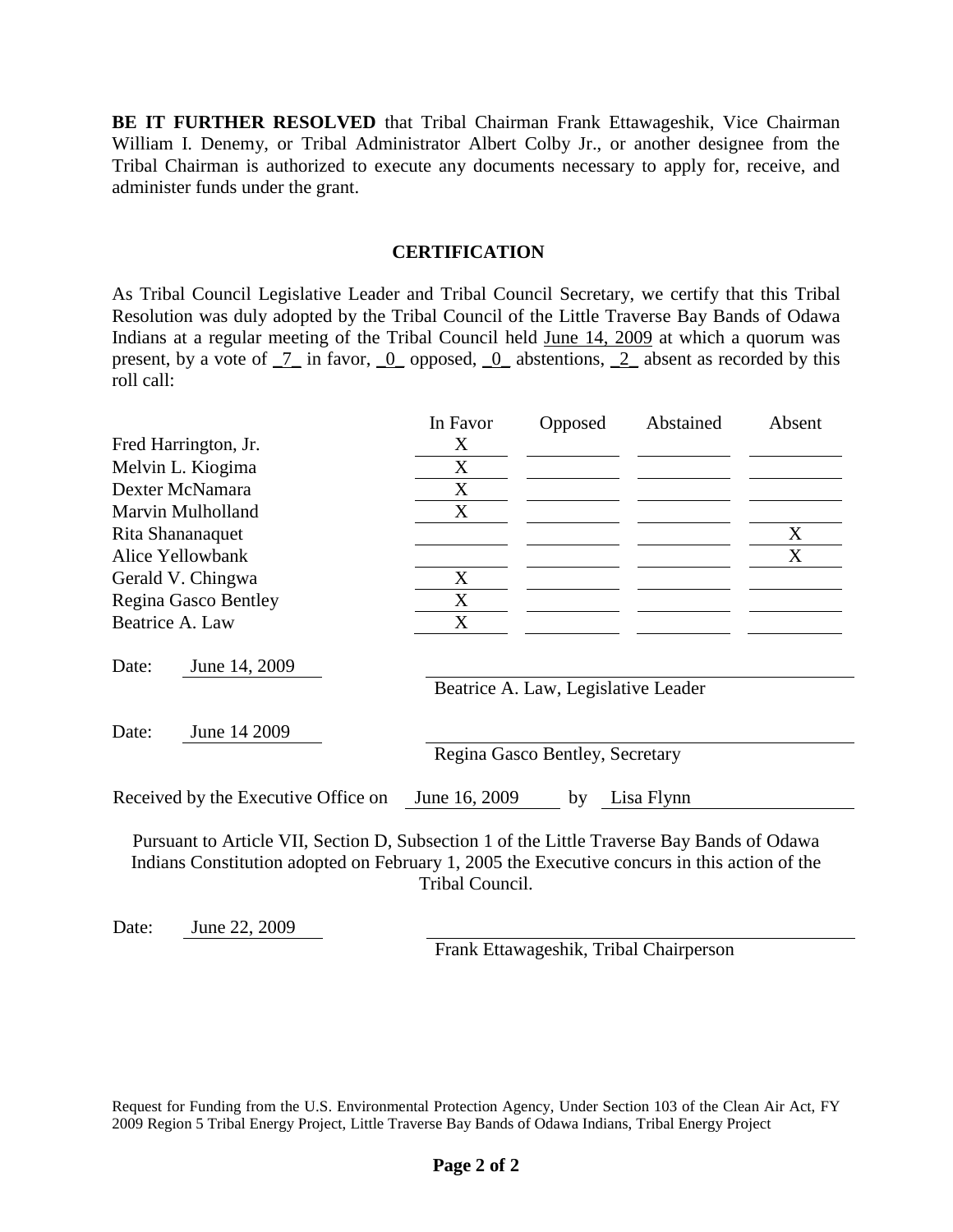**BE IT FURTHER RESOLVED** that Tribal Chairman Frank Ettawageshik, Vice Chairman William I. Denemy, or Tribal Administrator Albert Colby Jr., or another designee from the Tribal Chairman is authorized to execute any documents necessary to apply for, receive, and administer funds under the grant.

## CERTIFICATION

As Tribal Council Legislative Leader and Tribal Council Secretary, we certify that this Tribal Resolution was duly adopted by the Tribal Council of the Little Traverse Bay Bands of Odawa Indians at a regular meeting of the Tribal Council held June 14, 2009 at which a quorum was present, by a vote of _7_ in favor, _0_ opposed, _0_ abstentions, _2_ absent as recorded by this roll call:

| | In Favor | Opposed | Abstained | Absent |
|---|---|---|---|---|
| Fred Harrington, Jr. | X | | | |
| Melvin L. Kiogima | X | | | |
| Dexter McNamara | X | | | |
| Marvin Mulholland | X | | | |
| Rita Shananaquet | | | | X |
| Alice Yellowbank | | | | X |
| Gerald V. Chingwa | X | | | |
| Regina Gasco Bentley | X | | | |
| Beatrice A. Law | X | | | |

Date: June 14, 2009

Beatrice A. Law, Legislative Leader

Date: June 14 2009

Regina Gasco Bentley, Secretary

Received by the Executive Office on June 16, 2009 by Lisa Flynn

Pursuant to Article VII, Section D, Subsection 1 of the Little Traverse Bay Bands of Odawa Indians Constitution adopted on February 1, 2005 the Executive concurs in this action of the Tribal Council.

Date: June 22, 2009

Frank Ettawageshik, Tribal Chairperson

Request for Funding from the U.S. Environmental Protection Agency, Under Section 103 of the Clean Air Act, FY 2009 Region 5 Tribal Energy Project, Little Traverse Bay Bands of Odawa Indians, Tribal Energy Project